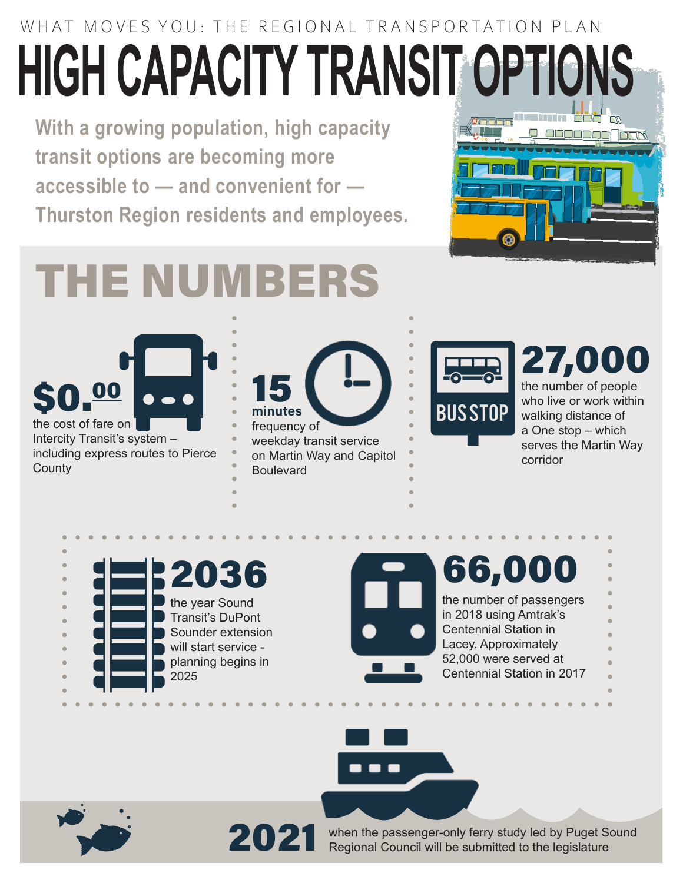WHAT MOVES YOU: THE REGIONAL TRANSPORTATION PLAN

# HIGH CAPACITY TRANSIT OPTIONS

**With a growing population, high capacity transit options are becoming more accessible to — and convenient for — Thurston Region residents and employees.**

## THE NUMBERS

**$0.00**
the cost of fare on Intercity Transit's system – including express routes to Pierce County

**15 minutes**
frequency of weekday transit service on Martin Way and Capitol Boulevard

**27,000**
the number of people who live or work within walking distance of a One stop – which serves the Martin Way corridor

**2036**
the year Sound Transit's DuPont Sounder extension will start service - planning begins in 2025

**66,000**
the number of passengers in 2018 using Amtrak's Centennial Station in Lacey. Approximately 52,000 were served at Centennial Station in 2017

**2021**
when the passenger-only ferry study led by Puget Sound Regional Council will be submitted to the legislature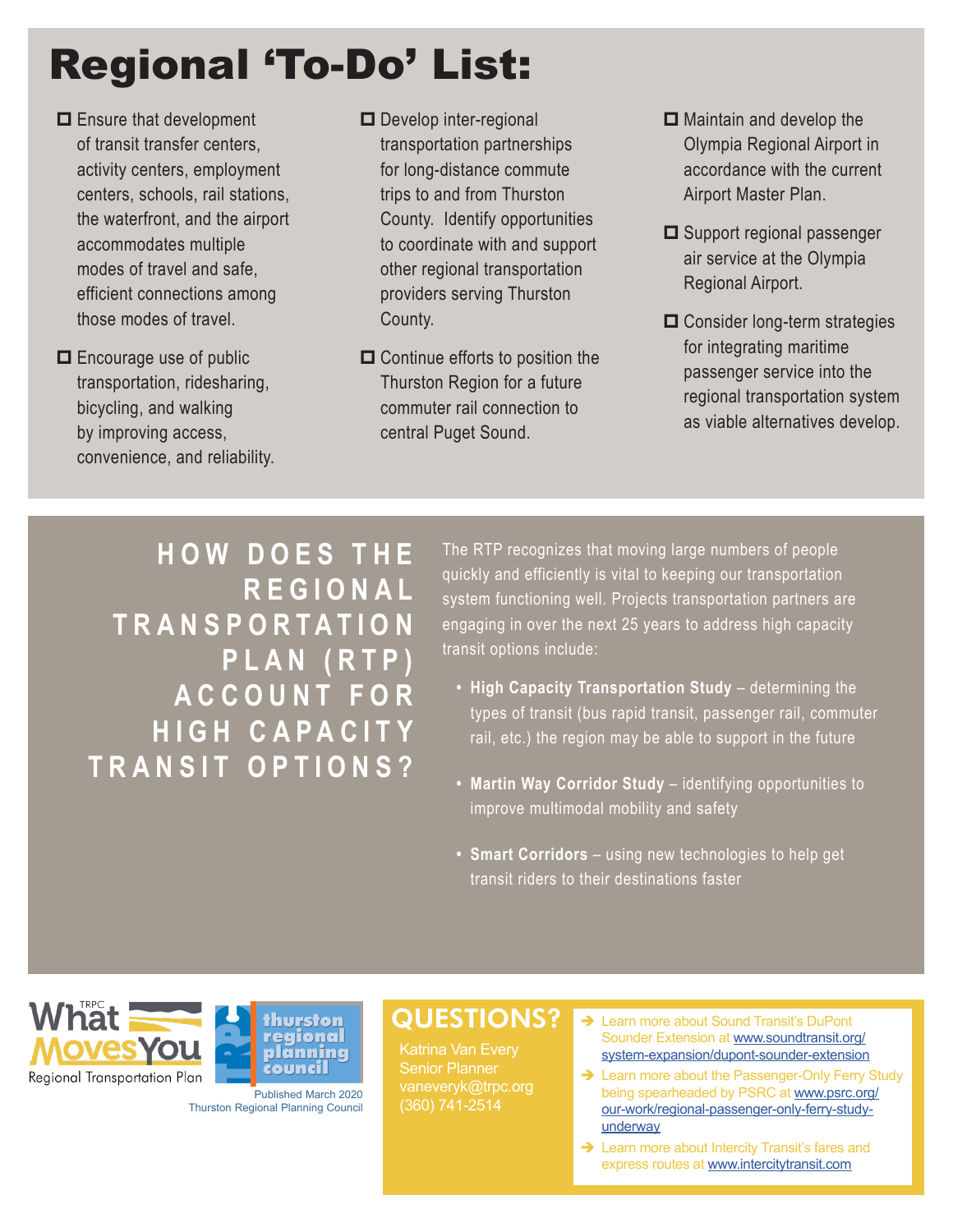# Regional 'To-Do' List:

- ☐ Ensure that development of transit transfer centers, activity centers, employment centers, schools, rail stations, the waterfront, and the airport accommodates multiple modes of travel and safe, efficient connections among those modes of travel.
- ☐ Encourage use of public transportation, ridesharing, bicycling, and walking by improving access, convenience, and reliability.
- ☐ Develop inter-regional transportation partnerships for long-distance commute trips to and from Thurston County. Identify opportunities to coordinate with and support other regional transportation providers serving Thurston County.
- ☐ Continue efforts to position the Thurston Region for a future commuter rail connection to central Puget Sound.
- ☐ Maintain and develop the Olympia Regional Airport in accordance with the current Airport Master Plan.
- ☐ Support regional passenger air service at the Olympia Regional Airport.
- ☐ Consider long-term strategies for integrating maritime passenger service into the regional transportation system as viable alternatives develop.

## HOW DOES THE REGIONAL TRANSPORTATION PLAN (RTP) ACCOUNT FOR HIGH CAPACITY TRANSIT OPTIONS?

The RTP recognizes that moving large numbers of people quickly and efficiently is vital to keeping our transportation system functioning well. Projects transportation partners are engaging in over the next 25 years to address high capacity transit options include:

- **High Capacity Transportation Study** – determining the types of transit (bus rapid transit, passenger rail, commuter rail, etc.) the region may be able to support in the future
- **Martin Way Corridor Study** – identifying opportunities to improve multimodal mobility and safety
- **Smart Corridors** – using new technologies to help get transit riders to their destinations faster

TRPC What Moves You Regional Transportation Plan

thurston regional planning council

Published March 2020
Thurston Regional Planning Council

## QUESTIONS?

Katrina Van Every
Senior Planner
vaneveryk@trpc.org
(360) 741-2514

- ➔ Learn more about Sound Transit's DuPont Sounder Extension at www.soundtransit.org/system-expansion/dupont-sounder-extension
- ➔ Learn more about the Passenger-Only Ferry Study being spearheaded by PSRC at www.psrc.org/our-work/regional-passenger-only-ferry-study-underway
- ➔ Learn more about Intercity Transit's fares and express routes at www.intercitytransit.com